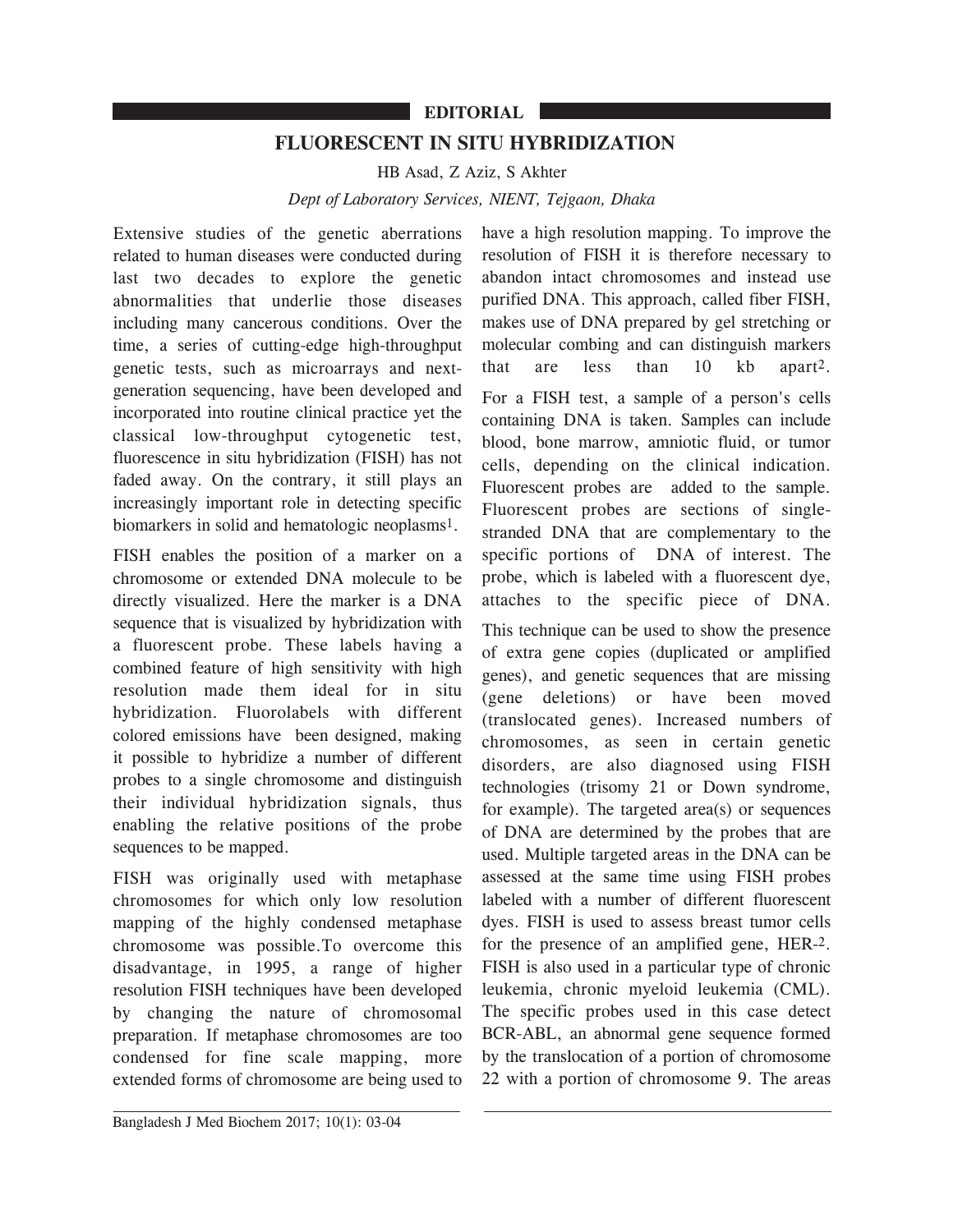**EDITORIAL**

# FLUORESCENT IN SITU HYBRIDIZATION

HB Asad, Z Aziz, S Akhter

*Dept of Laboratory Services, NIENT, Tejgaon, Dhaka*

Extensive studies of the genetic aberrations related to human diseases were conducted during last two decades to explore the genetic abnormalities that underlie those diseases including many cancerous conditions. Over the time, a series of cutting-edge high-throughput genetic tests, such as microarrays and next-generation sequencing, have been developed and incorporated into routine clinical practice yet the classical low-throughput cytogenetic test, fluorescence in situ hybridization (FISH) has not faded away. On the contrary, it still plays an increasingly important role in detecting specific biomarkers in solid and hematologic neoplasms[1].

FISH enables the position of a marker on a chromosome or extended DNA molecule to be directly visualized. Here the marker is a DNA sequence that is visualized by hybridization with a fluorescent probe. These labels having a combined feature of high sensitivity with high resolution made them ideal for in situ hybridization. Fluorolabels with different colored emissions have been designed, making it possible to hybridize a number of different probes to a single chromosome and distinguish their individual hybridization signals, thus enabling the relative positions of the probe sequences to be mapped.

FISH was originally used with metaphase chromosomes for which only low resolution mapping of the highly condensed metaphase chromosome was possible.To overcome this disadvantage, in 1995, a range of higher resolution FISH techniques have been developed by changing the nature of chromosomal preparation. If metaphase chromosomes are too condensed for fine scale mapping, more extended forms of chromosome are being used to have a high resolution mapping. To improve the resolution of FISH it is therefore necessary to abandon intact chromosomes and instead use purified DNA. This approach, called fiber FISH, makes use of DNA prepared by gel stretching or molecular combing and can distinguish markers that are less than 10 kb apart[2].

For a FISH test, a sample of a person's cells containing DNA is taken. Samples can include blood, bone marrow, amniotic fluid, or tumor cells, depending on the clinical indication. Fluorescent probes are added to the sample. Fluorescent probes are sections of single-stranded DNA that are complementary to the specific portions of DNA of interest. The probe, which is labeled with a fluorescent dye, attaches to the specific piece of DNA.

This technique can be used to show the presence of extra gene copies (duplicated or amplified genes), and genetic sequences that are missing (gene deletions) or have been moved (translocated genes). Increased numbers of chromosomes, as seen in certain genetic disorders, are also diagnosed using FISH technologies (trisomy 21 or Down syndrome, for example). The targeted area(s) or sequences of DNA are determined by the probes that are used. Multiple targeted areas in the DNA can be assessed at the same time using FISH probes labeled with a number of different fluorescent dyes. FISH is used to assess breast tumor cells for the presence of an amplified gene, HER-2. FISH is also used in a particular type of chronic leukemia, chronic myeloid leukemia (CML). The specific probes used in this case detect BCR-ABL, an abnormal gene sequence formed by the translocation of a portion of chromosome 22 with a portion of chromosome 9. The areas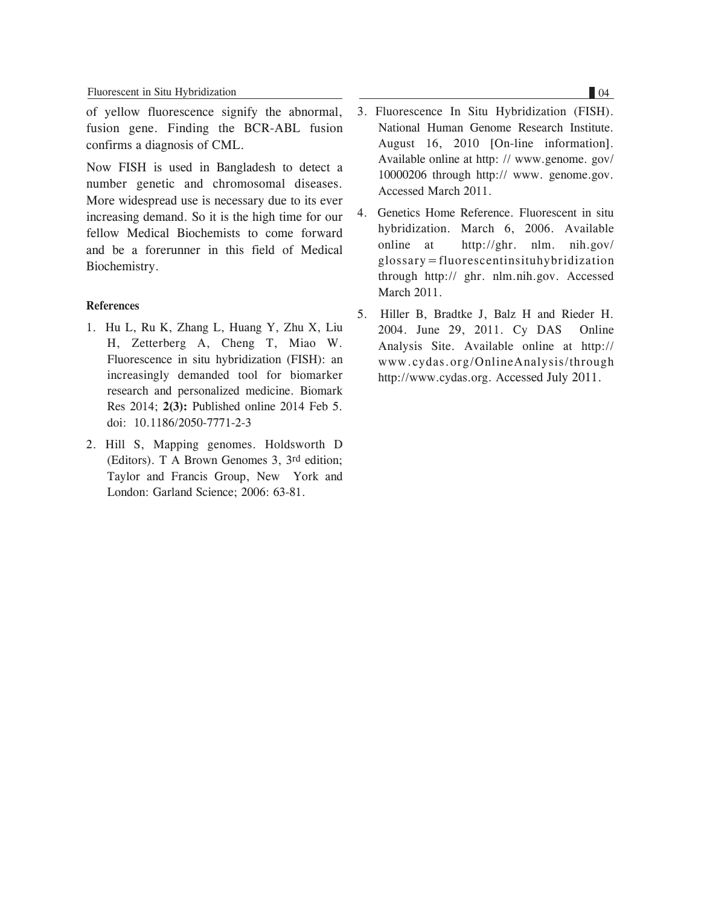of yellow fluorescence signify the abnormal, fusion gene. Finding the BCR-ABL fusion confirms a diagnosis of CML.

Now FISH is used in Bangladesh to detect a number genetic and chromosomal diseases. More widespread use is necessary due to its ever increasing demand. So it is the high time for our fellow Medical Biochemists to come forward and be a forerunner in this field of Medical Biochemistry.

**References**

1. Hu L, Ru K, Zhang L, Huang Y, Zhu X, Liu H, Zetterberg A, Cheng T, Miao W. Fluorescence in situ hybridization (FISH): an increasingly demanded tool for biomarker research and personalized medicine. Biomark Res 2014; **2(3):** Published online 2014 Feb 5. doi: 10.1186/2050-7771-2-3

2. Hill S, Mapping genomes. Holdsworth D (Editors). T A Brown Genomes 3, 3rd edition; Taylor and Francis Group, New York and London: Garland Science; 2006: 63-81.

3. Fluorescence In Situ Hybridization (FISH). National Human Genome Research Institute. August 16, 2010 [On-line information]. Available online at http: // www.genome. gov/ 10000206 through http:// www. genome.gov. Accessed March 2011.

4. Genetics Home Reference. Fluorescent in situ hybridization. March 6, 2006. Available online at http://ghr. nlm. nih.gov/ glossary=fluorescentinsituhybridization through http:// ghr. nlm.nih.gov. Accessed March 2011.

5. Hiller B, Bradtke J, Balz H and Rieder H. 2004. June 29, 2011. Cy DAS Online Analysis Site. Available online at http:// www.cydas.org/OnlineAnalysis/through http://www.cydas.org. Accessed July 2011.